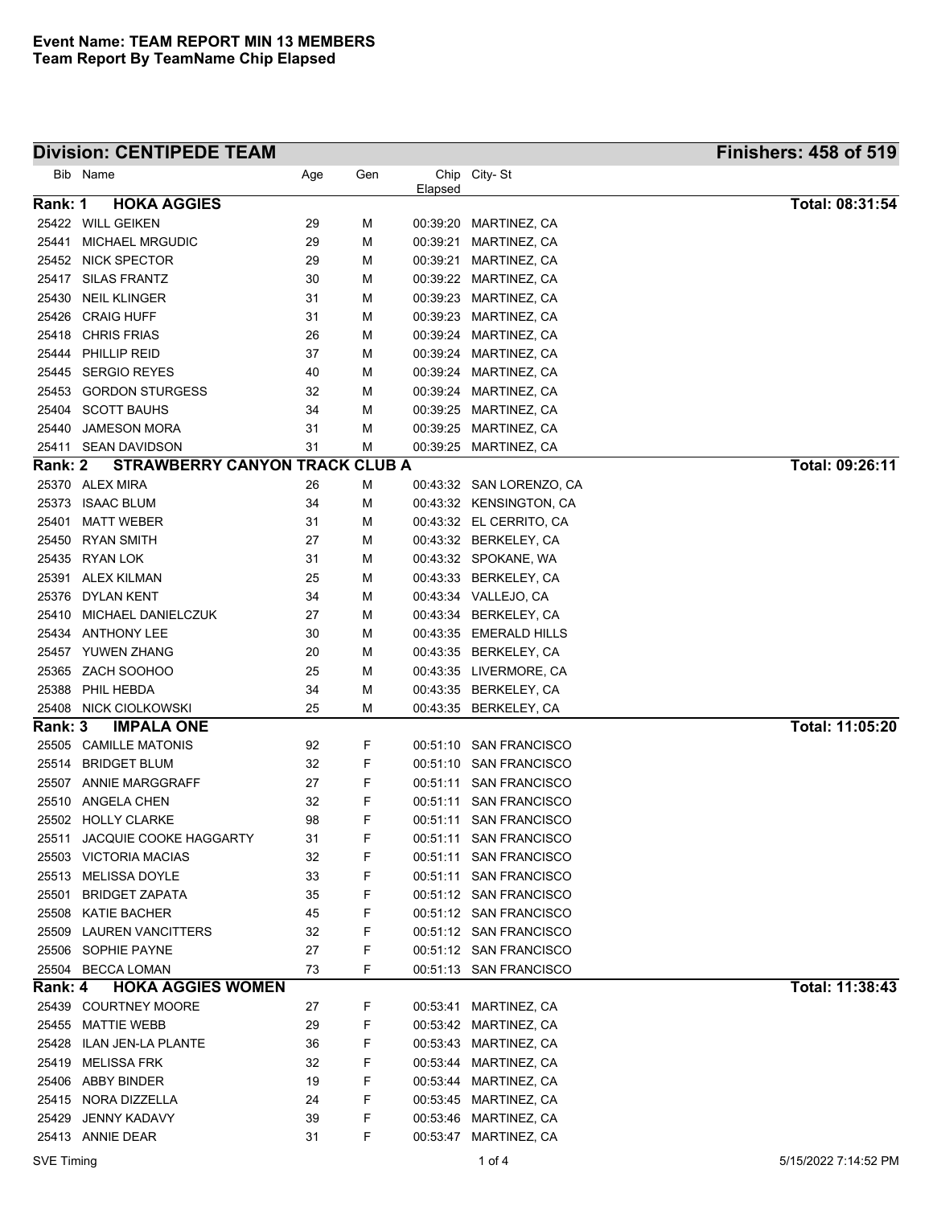**Event Name: TEAM REPORT MIN 13 MEMBERS**
**Team Report By TeamName Chip Elapsed**

## Division: CENTIPEDE TEAM

**Finishers: 458 of 519**

| Bib | Name | Age | Gen | Chip Elapsed | City- St |
|---|---|---|---|---|---|
| **Rank: 1** | **HOKA AGGIES** | | | | **Total: 08:31:54** |
| 25422 | WILL GEIKEN | 29 | M | 00:39:20 | MARTINEZ, CA |
| 25441 | MICHAEL MRGUDIC | 29 | M | 00:39:21 | MARTINEZ, CA |
| 25452 | NICK SPECTOR | 29 | M | 00:39:21 | MARTINEZ, CA |
| 25417 | SILAS FRANTZ | 30 | M | 00:39:22 | MARTINEZ, CA |
| 25430 | NEIL KLINGER | 31 | M | 00:39:23 | MARTINEZ, CA |
| 25426 | CRAIG HUFF | 31 | M | 00:39:23 | MARTINEZ, CA |
| 25418 | CHRIS FRIAS | 26 | M | 00:39:24 | MARTINEZ, CA |
| 25444 | PHILLIP REID | 37 | M | 00:39:24 | MARTINEZ, CA |
| 25445 | SERGIO REYES | 40 | M | 00:39:24 | MARTINEZ, CA |
| 25453 | GORDON STURGESS | 32 | M | 00:39:24 | MARTINEZ, CA |
| 25404 | SCOTT BAUHS | 34 | M | 00:39:25 | MARTINEZ, CA |
| 25440 | JAMESON MORA | 31 | M | 00:39:25 | MARTINEZ, CA |
| 25411 | SEAN DAVIDSON | 31 | M | 00:39:25 | MARTINEZ, CA |
| **Rank: 2** | **STRAWBERRY CANYON TRACK CLUB A** | | | | **Total: 09:26:11** |
| 25370 | ALEX MIRA | 26 | M | 00:43:32 | SAN LORENZO, CA |
| 25373 | ISAAC BLUM | 34 | M | 00:43:32 | KENSINGTON, CA |
| 25401 | MATT WEBER | 31 | M | 00:43:32 | EL CERRITO, CA |
| 25450 | RYAN SMITH | 27 | M | 00:43:32 | BERKELEY, CA |
| 25435 | RYAN LOK | 31 | M | 00:43:32 | SPOKANE, WA |
| 25391 | ALEX KILMAN | 25 | M | 00:43:33 | BERKELEY, CA |
| 25376 | DYLAN KENT | 34 | M | 00:43:34 | VALLEJO, CA |
| 25410 | MICHAEL DANIELCZUK | 27 | M | 00:43:34 | BERKELEY, CA |
| 25434 | ANTHONY LEE | 30 | M | 00:43:35 | EMERALD HILLS |
| 25457 | YUWEN ZHANG | 20 | M | 00:43:35 | BERKELEY, CA |
| 25365 | ZACH SOOHOO | 25 | M | 00:43:35 | LIVERMORE, CA |
| 25388 | PHIL HEBDA | 34 | M | 00:43:35 | BERKELEY, CA |
| 25408 | NICK CIOLKOWSKI | 25 | M | 00:43:35 | BERKELEY, CA |
| **Rank: 3** | **IMPALA ONE** | | | | **Total: 11:05:20** |
| 25505 | CAMILLE MATONIS | 92 | F | 00:51:10 | SAN FRANCISCO |
| 25514 | BRIDGET BLUM | 32 | F | 00:51:10 | SAN FRANCISCO |
| 25507 | ANNIE MARGGRAFF | 27 | F | 00:51:11 | SAN FRANCISCO |
| 25510 | ANGELA CHEN | 32 | F | 00:51:11 | SAN FRANCISCO |
| 25502 | HOLLY CLARKE | 98 | F | 00:51:11 | SAN FRANCISCO |
| 25511 | JACQUIE COOKE HAGGARTY | 31 | F | 00:51:11 | SAN FRANCISCO |
| 25503 | VICTORIA MACIAS | 32 | F | 00:51:11 | SAN FRANCISCO |
| 25513 | MELISSA DOYLE | 33 | F | 00:51:11 | SAN FRANCISCO |
| 25501 | BRIDGET ZAPATA | 35 | F | 00:51:12 | SAN FRANCISCO |
| 25508 | KATIE BACHER | 45 | F | 00:51:12 | SAN FRANCISCO |
| 25509 | LAUREN VANCITTERS | 32 | F | 00:51:12 | SAN FRANCISCO |
| 25506 | SOPHIE PAYNE | 27 | F | 00:51:12 | SAN FRANCISCO |
| 25504 | BECCA LOMAN | 73 | F | 00:51:13 | SAN FRANCISCO |
| **Rank: 4** | **HOKA AGGIES WOMEN** | | | | **Total: 11:38:43** |
| 25439 | COURTNEY MOORE | 27 | F | 00:53:41 | MARTINEZ, CA |
| 25455 | MATTIE WEBB | 29 | F | 00:53:42 | MARTINEZ, CA |
| 25428 | ILAN JEN-LA PLANTE | 36 | F | 00:53:43 | MARTINEZ, CA |
| 25419 | MELISSA FRK | 32 | F | 00:53:44 | MARTINEZ, CA |
| 25406 | ABBY BINDER | 19 | F | 00:53:44 | MARTINEZ, CA |
| 25415 | NORA DIZZELLA | 24 | F | 00:53:45 | MARTINEZ, CA |
| 25429 | JENNY KADAVY | 39 | F | 00:53:46 | MARTINEZ, CA |
| 25413 | ANNIE DEAR | 31 | F | 00:53:47 | MARTINEZ, CA |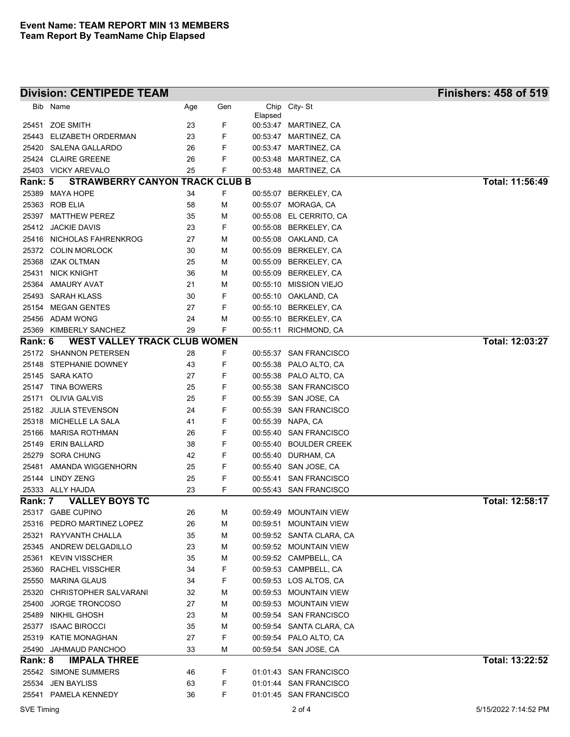**Event Name: TEAM REPORT MIN 13 MEMBERS**
**Team Report By TeamName Chip Elapsed**

## Division: CENTIPEDE TEAM — Finishers: 458 of 519

| Bib | Name | Age | Gen | Chip Elapsed | City- St |
|---|---|---|---|---|---|
| 25451 | ZOE SMITH | 23 | F | 00:53:47 | MARTINEZ, CA |
| 25443 | ELIZABETH ORDERMAN | 23 | F | 00:53:47 | MARTINEZ, CA |
| 25420 | SALENA GALLARDO | 26 | F | 00:53:47 | MARTINEZ, CA |
| 25424 | CLAIRE GREENE | 26 | F | 00:53:48 | MARTINEZ, CA |
| 25403 | VICKY AREVALO | 25 | F | 00:53:48 | MARTINEZ, CA |

### Rank: 5 STRAWBERRY CANYON TRACK CLUB B — Total: 11:56:49

| Bib | Name | Age | Gen | Chip Elapsed | City- St |
|---|---|---|---|---|---|
| 25389 | MAYA HOPE | 34 | F | 00:55:07 | BERKELEY, CA |
| 25363 | ROB ELIA | 58 | M | 00:55:07 | MORAGA, CA |
| 25397 | MATTHEW PEREZ | 35 | M | 00:55:08 | EL CERRITO, CA |
| 25412 | JACKIE DAVIS | 23 | F | 00:55:08 | BERKELEY, CA |
| 25416 | NICHOLAS FAHRENKROG | 27 | M | 00:55:08 | OAKLAND, CA |
| 25372 | COLIN MORLOCK | 30 | M | 00:55:09 | BERKELEY, CA |
| 25368 | IZAK OLTMAN | 25 | M | 00:55:09 | BERKELEY, CA |
| 25431 | NICK KNIGHT | 36 | M | 00:55:09 | BERKELEY, CA |
| 25364 | AMAURY AVAT | 21 | M | 00:55:10 | MISSION VIEJO |
| 25493 | SARAH KLASS | 30 | F | 00:55:10 | OAKLAND, CA |
| 25154 | MEGAN GENTES | 27 | F | 00:55:10 | BERKELEY, CA |
| 25456 | ADAM WONG | 24 | M | 00:55:10 | BERKELEY, CA |
| 25369 | KIMBERLY SANCHEZ | 29 | F | 00:55:11 | RICHMOND, CA |

### Rank: 6 WEST VALLEY TRACK CLUB WOMEN — Total: 12:03:27

| Bib | Name | Age | Gen | Chip Elapsed | City- St |
|---|---|---|---|---|---|
| 25172 | SHANNON PETERSEN | 28 | F | 00:55:37 | SAN FRANCISCO |
| 25148 | STEPHANIE DOWNEY | 43 | F | 00:55:38 | PALO ALTO, CA |
| 25145 | SARA KATO | 27 | F | 00:55:38 | PALO ALTO, CA |
| 25147 | TINA BOWERS | 25 | F | 00:55:38 | SAN FRANCISCO |
| 25171 | OLIVIA GALVIS | 25 | F | 00:55:39 | SAN JOSE, CA |
| 25182 | JULIA STEVENSON | 24 | F | 00:55:39 | SAN FRANCISCO |
| 25318 | MICHELLE LA SALA | 41 | F | 00:55:39 | NAPA, CA |
| 25166 | MARISA ROTHMAN | 26 | F | 00:55:40 | SAN FRANCISCO |
| 25149 | ERIN BALLARD | 38 | F | 00:55:40 | BOULDER CREEK |
| 25279 | SORA CHUNG | 42 | F | 00:55:40 | DURHAM, CA |
| 25481 | AMANDA WIGGENHORN | 25 | F | 00:55:40 | SAN JOSE, CA |
| 25144 | LINDY ZENG | 25 | F | 00:55:41 | SAN FRANCISCO |
| 25333 | ALLY HAJDA | 23 | F | 00:55:43 | SAN FRANCISCO |

### Rank: 7 VALLEY BOYS TC — Total: 12:58:17

| Bib | Name | Age | Gen | Chip Elapsed | City- St |
|---|---|---|---|---|---|
| 25317 | GABE CUPINO | 26 | M | 00:59:49 | MOUNTAIN VIEW |
| 25316 | PEDRO MARTINEZ LOPEZ | 26 | M | 00:59:51 | MOUNTAIN VIEW |
| 25321 | RAYVANTH CHALLA | 35 | M | 00:59:52 | SANTA CLARA, CA |
| 25345 | ANDREW DELGADILLO | 23 | M | 00:59:52 | MOUNTAIN VIEW |
| 25361 | KEVIN VISSCHER | 35 | M | 00:59:52 | CAMPBELL, CA |
| 25360 | RACHEL VISSCHER | 34 | F | 00:59:53 | CAMPBELL, CA |
| 25550 | MARINA GLAUS | 34 | F | 00:59:53 | LOS ALTOS, CA |
| 25320 | CHRISTOPHER SALVARANI | 32 | M | 00:59:53 | MOUNTAIN VIEW |
| 25400 | JORGE TRONCOSO | 27 | M | 00:59:53 | MOUNTAIN VIEW |
| 25489 | NIKHIL GHOSH | 23 | M | 00:59:54 | SAN FRANCISCO |
| 25377 | ISAAC BIROCCI | 35 | M | 00:59:54 | SANTA CLARA, CA |
| 25319 | KATIE MONAGHAN | 27 | F | 00:59:54 | PALO ALTO, CA |
| 25490 | JAHMAUD PANCHOO | 33 | M | 00:59:54 | SAN JOSE, CA |

### Rank: 8 IMPALA THREE — Total: 13:22:52

| Bib | Name | Age | Gen | Chip Elapsed | City- St |
|---|---|---|---|---|---|
| 25542 | SIMONE SUMMERS | 46 | F | 01:01:43 | SAN FRANCISCO |
| 25534 | JEN BAYLISS | 63 | F | 01:01:44 | SAN FRANCISCO |
| 25541 | PAMELA KENNEDY | 36 | F | 01:01:45 | SAN FRANCISCO |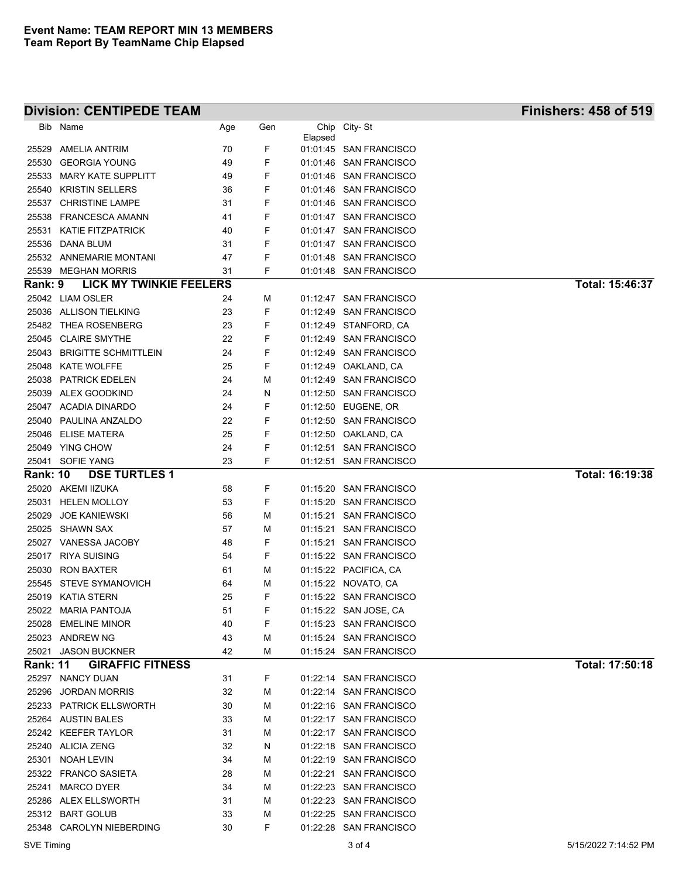**Event Name: TEAM REPORT MIN 13 MEMBERS**
**Team Report By TeamName Chip Elapsed**

## Division: CENTIPEDE TEAM — Finishers: 458 of 519

| Bib | Name | Age | Gen | Chip Elapsed | City- St |
|---|---|---|---|---|---|
| 25529 | AMELIA ANTRIM | 70 | F | 01:01:45 | SAN FRANCISCO |
| 25530 | GEORGIA YOUNG | 49 | F | 01:01:46 | SAN FRANCISCO |
| 25533 | MARY KATE SUPPLITT | 49 | F | 01:01:46 | SAN FRANCISCO |
| 25540 | KRISTIN SELLERS | 36 | F | 01:01:46 | SAN FRANCISCO |
| 25537 | CHRISTINE LAMPE | 31 | F | 01:01:46 | SAN FRANCISCO |
| 25538 | FRANCESCA AMANN | 41 | F | 01:01:47 | SAN FRANCISCO |
| 25531 | KATIE FITZPATRICK | 40 | F | 01:01:47 | SAN FRANCISCO |
| 25536 | DANA BLUM | 31 | F | 01:01:47 | SAN FRANCISCO |
| 25532 | ANNEMARIE MONTANI | 47 | F | 01:01:48 | SAN FRANCISCO |
| 25539 | MEGHAN MORRIS | 31 | F | 01:01:48 | SAN FRANCISCO |

### Rank: 9 LICK MY TWINKIE FEELERS — Total: 15:46:37

| Bib | Name | Age | Gen | Chip Elapsed | City- St |
|---|---|---|---|---|---|
| 25042 | LIAM OSLER | 24 | M | 01:12:47 | SAN FRANCISCO |
| 25036 | ALLISON TIELKING | 23 | F | 01:12:49 | SAN FRANCISCO |
| 25482 | THEA ROSENBERG | 23 | F | 01:12:49 | STANFORD, CA |
| 25045 | CLAIRE SMYTHE | 22 | F | 01:12:49 | SAN FRANCISCO |
| 25043 | BRIGITTE SCHMITTLEIN | 24 | F | 01:12:49 | SAN FRANCISCO |
| 25048 | KATE WOLFFE | 25 | F | 01:12:49 | OAKLAND, CA |
| 25038 | PATRICK EDELEN | 24 | M | 01:12:49 | SAN FRANCISCO |
| 25039 | ALEX GOODKIND | 24 | N | 01:12:50 | SAN FRANCISCO |
| 25047 | ACADIA DINARDO | 24 | F | 01:12:50 | EUGENE, OR |
| 25040 | PAULINA ANZALDO | 22 | F | 01:12:50 | SAN FRANCISCO |
| 25046 | ELISE MATERA | 25 | F | 01:12:50 | OAKLAND, CA |
| 25049 | YING CHOW | 24 | F | 01:12:51 | SAN FRANCISCO |
| 25041 | SOFIE YANG | 23 | F | 01:12:51 | SAN FRANCISCO |

### Rank: 10 DSE TURTLES 1 — Total: 16:19:38

| Bib | Name | Age | Gen | Chip Elapsed | City- St |
|---|---|---|---|---|---|
| 25020 | AKEMI IIZUKA | 58 | F | 01:15:20 | SAN FRANCISCO |
| 25031 | HELEN MOLLOY | 53 | F | 01:15:20 | SAN FRANCISCO |
| 25029 | JOE KANIEWSKI | 56 | M | 01:15:21 | SAN FRANCISCO |
| 25025 | SHAWN SAX | 57 | M | 01:15:21 | SAN FRANCISCO |
| 25027 | VANESSA JACOBY | 48 | F | 01:15:21 | SAN FRANCISCO |
| 25017 | RIYA SUISING | 54 | F | 01:15:22 | SAN FRANCISCO |
| 25030 | RON BAXTER | 61 | M | 01:15:22 | PACIFICA, CA |
| 25545 | STEVE SYMANOVICH | 64 | M | 01:15:22 | NOVATO, CA |
| 25019 | KATIA STERN | 25 | F | 01:15:22 | SAN FRANCISCO |
| 25022 | MARIA PANTOJA | 51 | F | 01:15:22 | SAN JOSE, CA |
| 25028 | EMELINE MINOR | 40 | F | 01:15:23 | SAN FRANCISCO |
| 25023 | ANDREW NG | 43 | M | 01:15:24 | SAN FRANCISCO |
| 25021 | JASON BUCKNER | 42 | M | 01:15:24 | SAN FRANCISCO |

### Rank: 11 GIRAFFIC FITNESS — Total: 17:50:18

| Bib | Name | Age | Gen | Chip Elapsed | City- St |
|---|---|---|---|---|---|
| 25297 | NANCY DUAN | 31 | F | 01:22:14 | SAN FRANCISCO |
| 25296 | JORDAN MORRIS | 32 | M | 01:22:14 | SAN FRANCISCO |
| 25233 | PATRICK ELLSWORTH | 30 | M | 01:22:16 | SAN FRANCISCO |
| 25264 | AUSTIN BALES | 33 | M | 01:22:17 | SAN FRANCISCO |
| 25242 | KEEFER TAYLOR | 31 | M | 01:22:17 | SAN FRANCISCO |
| 25240 | ALICIA ZENG | 32 | N | 01:22:18 | SAN FRANCISCO |
| 25301 | NOAH LEVIN | 34 | M | 01:22:19 | SAN FRANCISCO |
| 25322 | FRANCO SASIETA | 28 | M | 01:22:21 | SAN FRANCISCO |
| 25241 | MARCO DYER | 34 | M | 01:22:23 | SAN FRANCISCO |
| 25286 | ALEX ELLSWORTH | 31 | M | 01:22:23 | SAN FRANCISCO |
| 25312 | BART GOLUB | 33 | M | 01:22:25 | SAN FRANCISCO |
| 25348 | CAROLYN NIEBERDING | 30 | F | 01:22:28 | SAN FRANCISCO |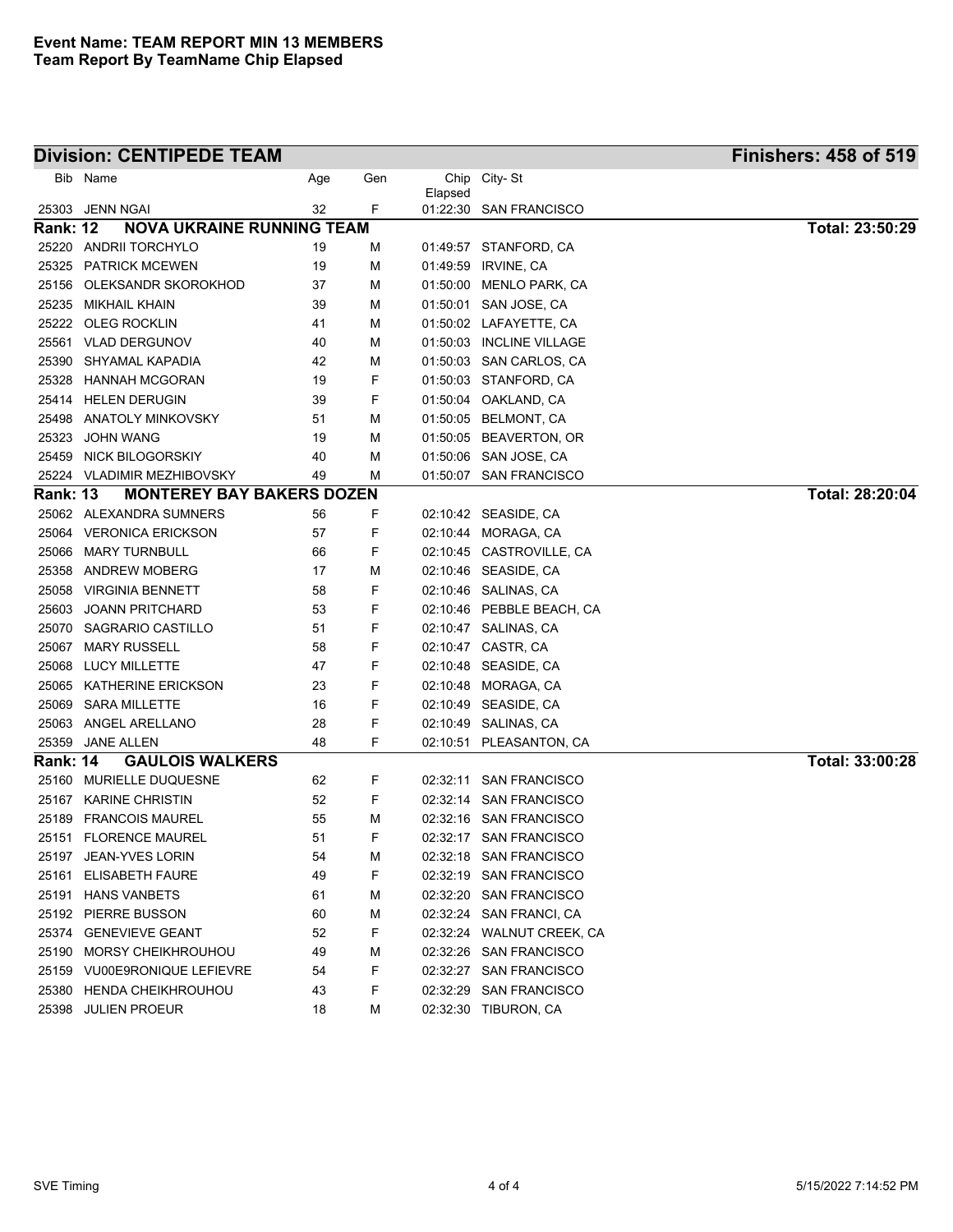**Event Name: TEAM REPORT MIN 13 MEMBERS**
**Team Report By TeamName Chip Elapsed**

## Division: CENTIPEDE TEAM

**Finishers: 458 of 519**

| Bib | Name | Age | Gen | Chip Elapsed | City- St |
|---|---|---|---|---|---|
| 25303 | JENN NGAI | 32 | F | 01:22:30 | SAN FRANCISCO |

### Rank: 12 NOVA UKRAINE RUNNING TEAM — Total: 23:50:29

| Bib | Name | Age | Gen | Chip Elapsed | City- St |
|---|---|---|---|---|---|
| 25220 | ANDRII TORCHYLO | 19 | M | 01:49:57 | STANFORD, CA |
| 25325 | PATRICK MCEWEN | 19 | M | 01:49:59 | IRVINE, CA |
| 25156 | OLEKSANDR SKOROKHOD | 37 | M | 01:50:00 | MENLO PARK, CA |
| 25235 | MIKHAIL KHAIN | 39 | M | 01:50:01 | SAN JOSE, CA |
| 25222 | OLEG ROCKLIN | 41 | M | 01:50:02 | LAFAYETTE, CA |
| 25561 | VLAD DERGUNOV | 40 | M | 01:50:03 | INCLINE VILLAGE |
| 25390 | SHYAMAL KAPADIA | 42 | M | 01:50:03 | SAN CARLOS, CA |
| 25328 | HANNAH MCGORAN | 19 | F | 01:50:03 | STANFORD, CA |
| 25414 | HELEN DERUGIN | 39 | F | 01:50:04 | OAKLAND, CA |
| 25498 | ANATOLY MINKOVSKY | 51 | M | 01:50:05 | BELMONT, CA |
| 25323 | JOHN WANG | 19 | M | 01:50:05 | BEAVERTON, OR |
| 25459 | NICK BILOGORSKIY | 40 | M | 01:50:06 | SAN JOSE, CA |
| 25224 | VLADIMIR MEZHIBOVSKY | 49 | M | 01:50:07 | SAN FRANCISCO |

### Rank: 13 MONTEREY BAY BAKERS DOZEN — Total: 28:20:04

| Bib | Name | Age | Gen | Chip Elapsed | City- St |
|---|---|---|---|---|---|
| 25062 | ALEXANDRA SUMNERS | 56 | F | 02:10:42 | SEASIDE, CA |
| 25064 | VERONICA ERICKSON | 57 | F | 02:10:44 | MORAGA, CA |
| 25066 | MARY TURNBULL | 66 | F | 02:10:45 | CASTROVILLE, CA |
| 25358 | ANDREW MOBERG | 17 | M | 02:10:46 | SEASIDE, CA |
| 25058 | VIRGINIA BENNETT | 58 | F | 02:10:46 | SALINAS, CA |
| 25603 | JOANN PRITCHARD | 53 | F | 02:10:46 | PEBBLE BEACH, CA |
| 25070 | SAGRARIO CASTILLO | 51 | F | 02:10:47 | SALINAS, CA |
| 25067 | MARY RUSSELL | 58 | F | 02:10:47 | CASTR, CA |
| 25068 | LUCY MILLETTE | 47 | F | 02:10:48 | SEASIDE, CA |
| 25065 | KATHERINE ERICKSON | 23 | F | 02:10:48 | MORAGA, CA |
| 25069 | SARA MILLETTE | 16 | F | 02:10:49 | SEASIDE, CA |
| 25063 | ANGEL ARELLANO | 28 | F | 02:10:49 | SALINAS, CA |
| 25359 | JANE ALLEN | 48 | F | 02:10:51 | PLEASANTON, CA |

### Rank: 14 GAULOIS WALKERS — Total: 33:00:28

| Bib | Name | Age | Gen | Chip Elapsed | City- St |
|---|---|---|---|---|---|
| 25160 | MURIELLE DUQUESNE | 62 | F | 02:32:11 | SAN FRANCISCO |
| 25167 | KARINE CHRISTIN | 52 | F | 02:32:14 | SAN FRANCISCO |
| 25189 | FRANCOIS MAUREL | 55 | M | 02:32:16 | SAN FRANCISCO |
| 25151 | FLORENCE MAUREL | 51 | F | 02:32:17 | SAN FRANCISCO |
| 25197 | JEAN-YVES LORIN | 54 | M | 02:32:18 | SAN FRANCISCO |
| 25161 | ELISABETH FAURE | 49 | F | 02:32:19 | SAN FRANCISCO |
| 25191 | HANS VANBETS | 61 | M | 02:32:20 | SAN FRANCISCO |
| 25192 | PIERRE BUSSON | 60 | M | 02:32:24 | SAN FRANCI, CA |
| 25374 | GENEVIEVE GEANT | 52 | F | 02:32:24 | WALNUT CREEK, CA |
| 25190 | MORSY CHEIKHROUHOU | 49 | M | 02:32:26 | SAN FRANCISCO |
| 25159 | VU00E9RONIQUE LEFIEVRE | 54 | F | 02:32:27 | SAN FRANCISCO |
| 25380 | HENDA CHEIKHROUHOU | 43 | F | 02:32:29 | SAN FRANCISCO |
| 25398 | JULIEN PROEUR | 18 | M | 02:32:30 | TIBURON, CA |